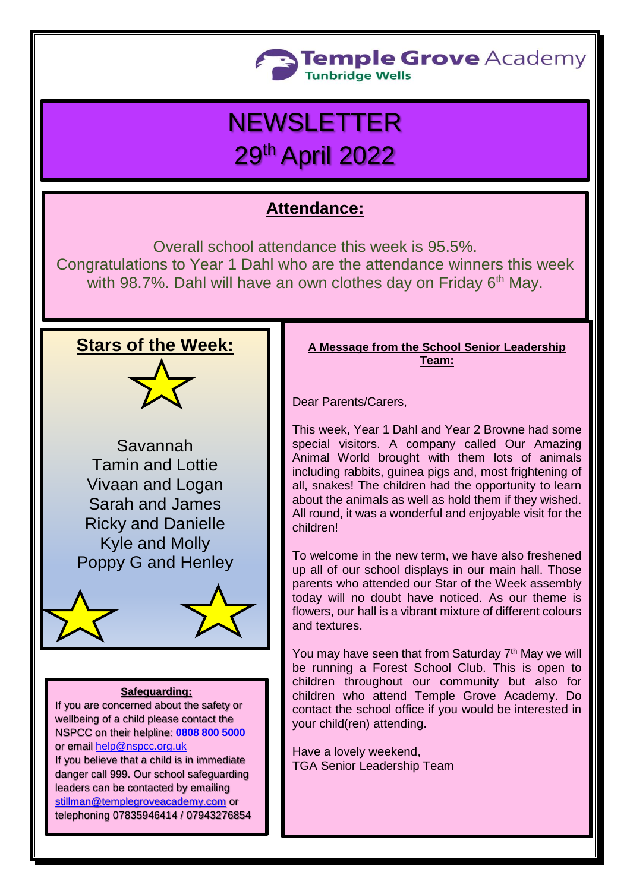Temple Grove Academy
Tunbridge Wells

# NEWSLETTER
# 29th April 2022

## Attendance:

Overall school attendance this week is 95.5%.
Congratulations to Year 1 Dahl who are the attendance winners this week with 98.7%. Dahl will have an own clothes day on Friday 6th May.

## Stars of the Week:

Savannah
Tamin and Lottie
Vivaan and Logan
Sarah and James
Ricky and Danielle
Kyle and Molly
Poppy G and Henley

## A Message from the School Senior Leadership Team:

Dear Parents/Carers,

This week, Year 1 Dahl and Year 2 Browne had some special visitors. A company called Our Amazing Animal World brought with them lots of animals including rabbits, guinea pigs and, most frightening of all, snakes! The children had the opportunity to learn about the animals as well as hold them if they wished. All round, it was a wonderful and enjoyable visit for the children!

To welcome in the new term, we have also freshened up all of our school displays in our main hall. Those parents who attended our Star of the Week assembly today will no doubt have noticed. As our theme is flowers, our hall is a vibrant mixture of different colours and textures.

You may have seen that from Saturday 7th May we will be running a Forest School Club. This is open to children throughout our community but also for children who attend Temple Grove Academy. Do contact the school office if you would be interested in your child(ren) attending.

Have a lovely weekend,
TGA Senior Leadership Team

### Safeguarding:

If you are concerned about the safety or wellbeing of a child please contact the NSPCC on their helpline: **0808 800 5000** or email help@nspcc.org.uk
If you believe that a child is in immediate danger call 999. Our school safeguarding leaders can be contacted by emailing stillman@templegroveacademy.com or telephoning 07835946414 / 07943276854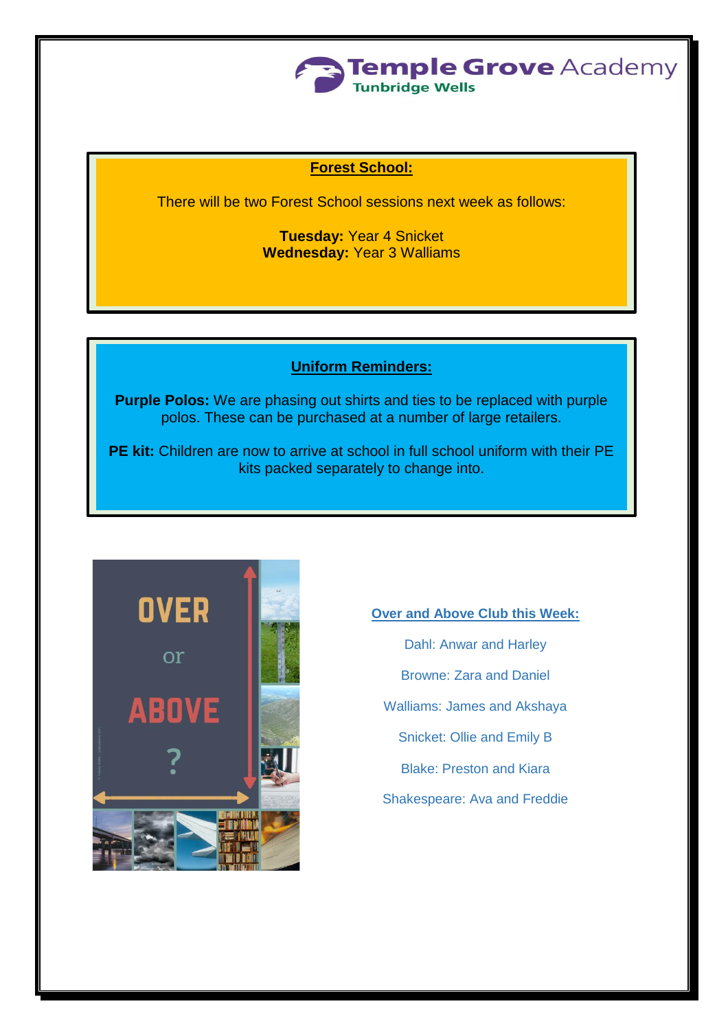Temple Grove Academy
Tunbridge Wells

## Forest School:

There will be two Forest School sessions next week as follows:

**Tuesday:** Year 4 Snicket
**Wednesday:** Year 3 Walliams

## Uniform Reminders:

**Purple Polos:** We are phasing out shirts and ties to be replaced with purple polos. These can be purchased at a number of large retailers.

**PE kit:** Children are now to arrive at school in full school uniform with their PE kits packed separately to change into.

OVER or ABOVE ?

## Over and Above Club this Week:

Dahl: Anwar and Harley

Browne: Zara and Daniel

Walliams: James and Akshaya

Snicket: Ollie and Emily B

Blake: Preston and Kiara

Shakespeare: Ava and Freddie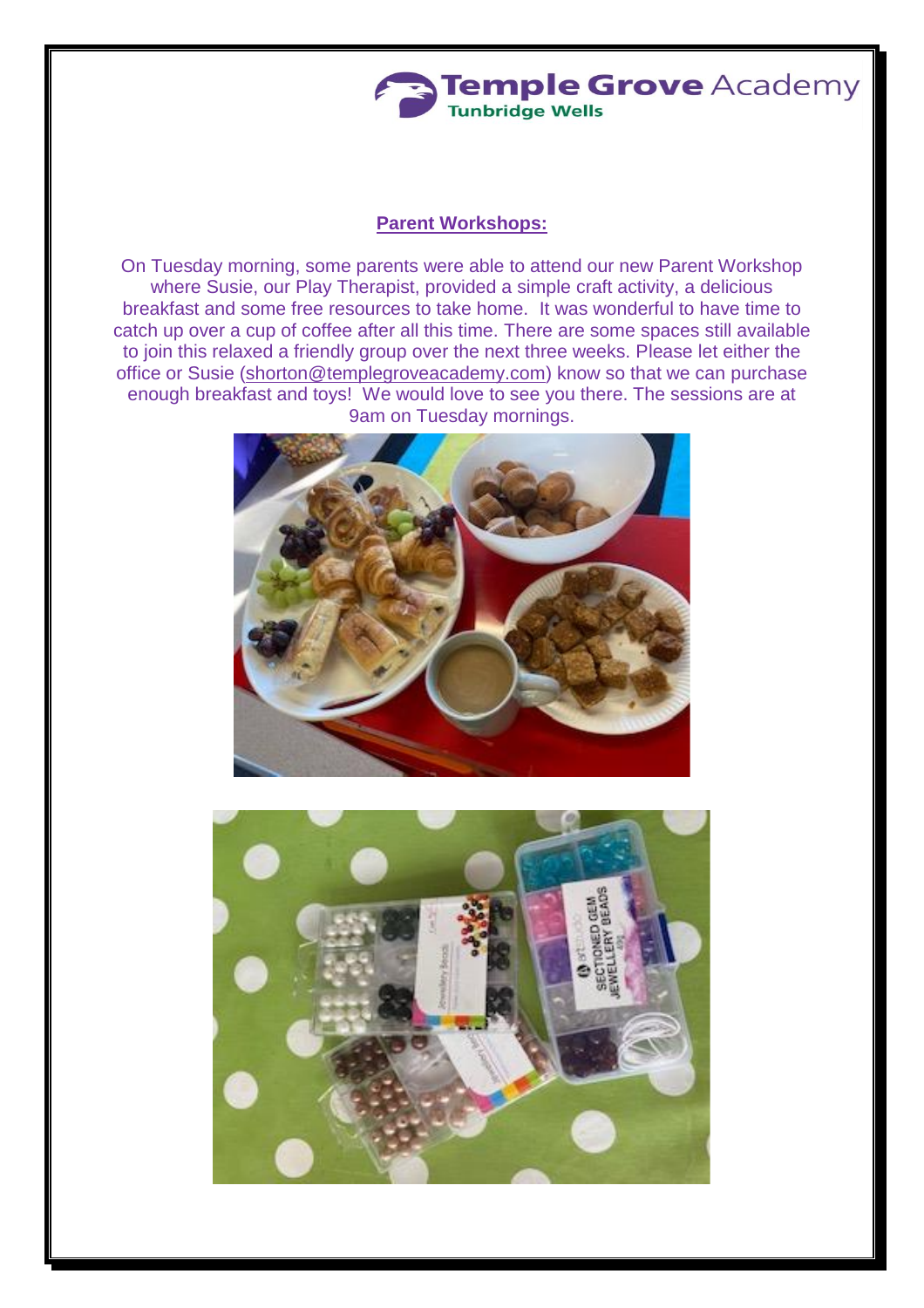## Parent Workshops:

On Tuesday morning, some parents were able to attend our new Parent Workshop where Susie, our Play Therapist, provided a simple craft activity, a delicious breakfast and some free resources to take home. It was wonderful to have time to catch up over a cup of coffee after all this time. There are some spaces still available to join this relaxed a friendly group over the next three weeks. Please let either the office or Susie (shorton@templegroveacademy.com) know so that we can purchase enough breakfast and toys! We would love to see you there. The sessions are at 9am on Tuesday mornings.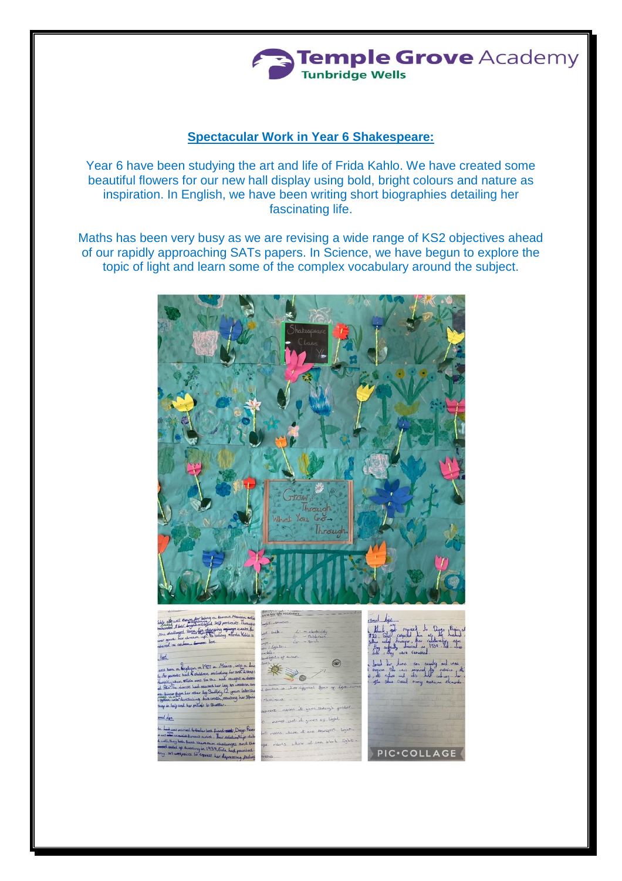## Spectacular Work in Year 6 Shakespeare:

Year 6 have been studying the art and life of Frida Kahlo. We have created some beautiful flowers for our new hall display using bold, bright colours and nature as inspiration. In English, we have been writing short biographies detailing her fascinating life.

Maths has been very busy as we are revising a wide range of KS2 objectives ahead of our rapidly approaching SATs papers. In Science, we have begun to explore the topic of light and learn some of the complex vocabulary around the subject.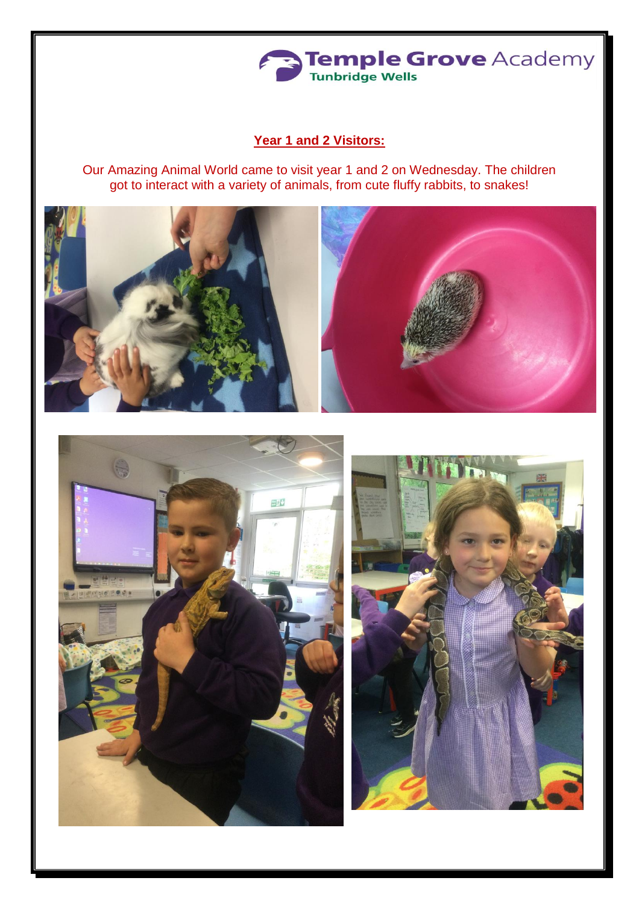Temple Grove Academy
Tunbridge Wells

## Year 1 and 2 Visitors:

Our Amazing Animal World came to visit year 1 and 2 on Wednesday. The children got to interact with a variety of animals, from cute fluffy rabbits, to snakes!